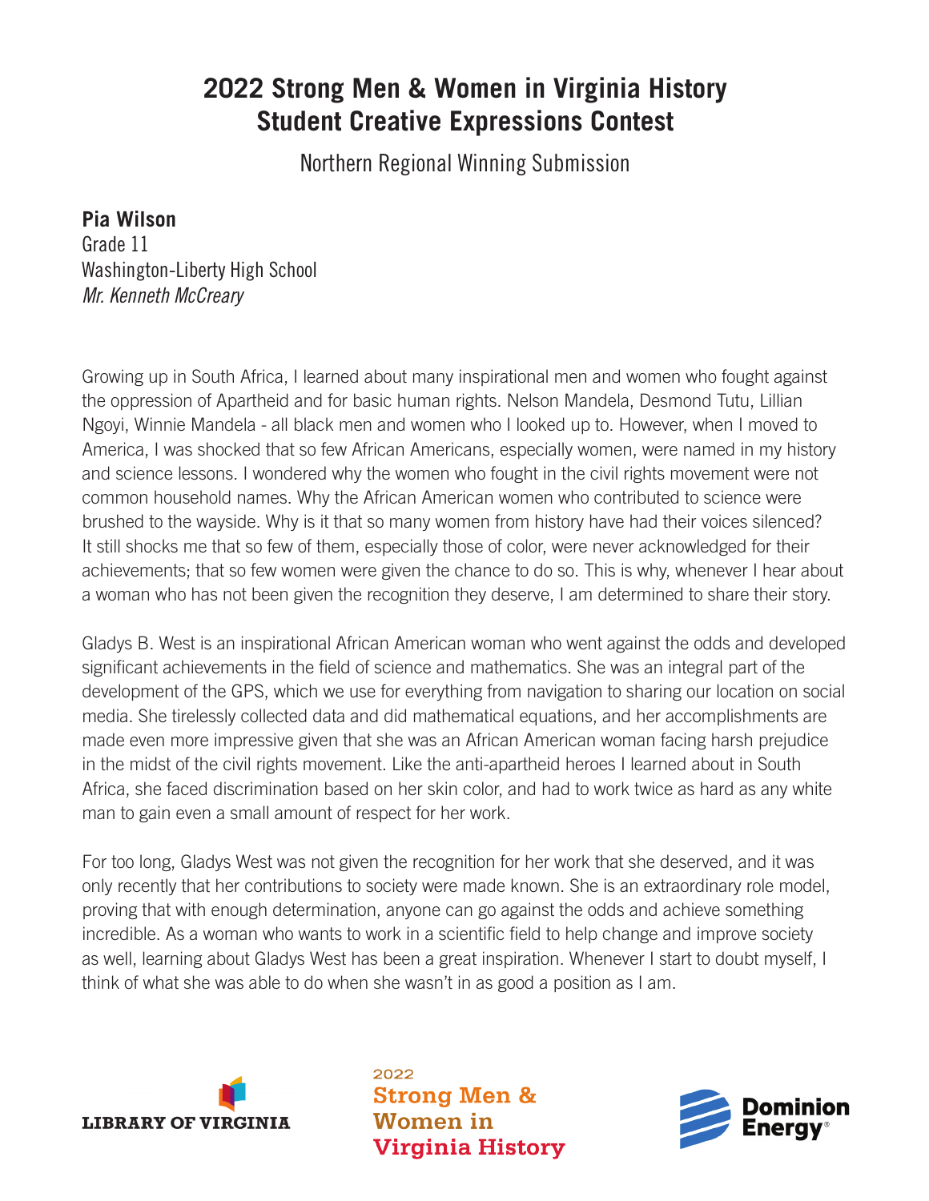# 2022 Strong Men & Women in Virginia History Student Creative Expressions Contest

Northern Regional Winning Submission

**Pia Wilson**
Grade 11
Washington-Liberty High School
*Mr. Kenneth McCreary*

Growing up in South Africa, I learned about many inspirational men and women who fought against the oppression of Apartheid and for basic human rights. Nelson Mandela, Desmond Tutu, Lillian Ngoyi, Winnie Mandela - all black men and women who I looked up to. However, when I moved to America, I was shocked that so few African Americans, especially women, were named in my history and science lessons. I wondered why the women who fought in the civil rights movement were not common household names. Why the African American women who contributed to science were brushed to the wayside. Why is it that so many women from history have had their voices silenced? It still shocks me that so few of them, especially those of color, were never acknowledged for their achievements; that so few women were given the chance to do so. This is why, whenever I hear about a woman who has not been given the recognition they deserve, I am determined to share their story.

Gladys B. West is an inspirational African American woman who went against the odds and developed significant achievements in the field of science and mathematics. She was an integral part of the development of the GPS, which we use for everything from navigation to sharing our location on social media. She tirelessly collected data and did mathematical equations, and her accomplishments are made even more impressive given that she was an African American woman facing harsh prejudice in the midst of the civil rights movement. Like the anti-apartheid heroes I learned about in South Africa, she faced discrimination based on her skin color, and had to work twice as hard as any white man to gain even a small amount of respect for her work.

For too long, Gladys West was not given the recognition for her work that she deserved, and it was only recently that her contributions to society were made known. She is an extraordinary role model, proving that with enough determination, anyone can go against the odds and achieve something incredible. As a woman who wants to work in a scientific field to help change and improve society as well, learning about Gladys West has been a great inspiration. Whenever I start to doubt myself, I think of what she was able to do when she wasn't in as good a position as I am.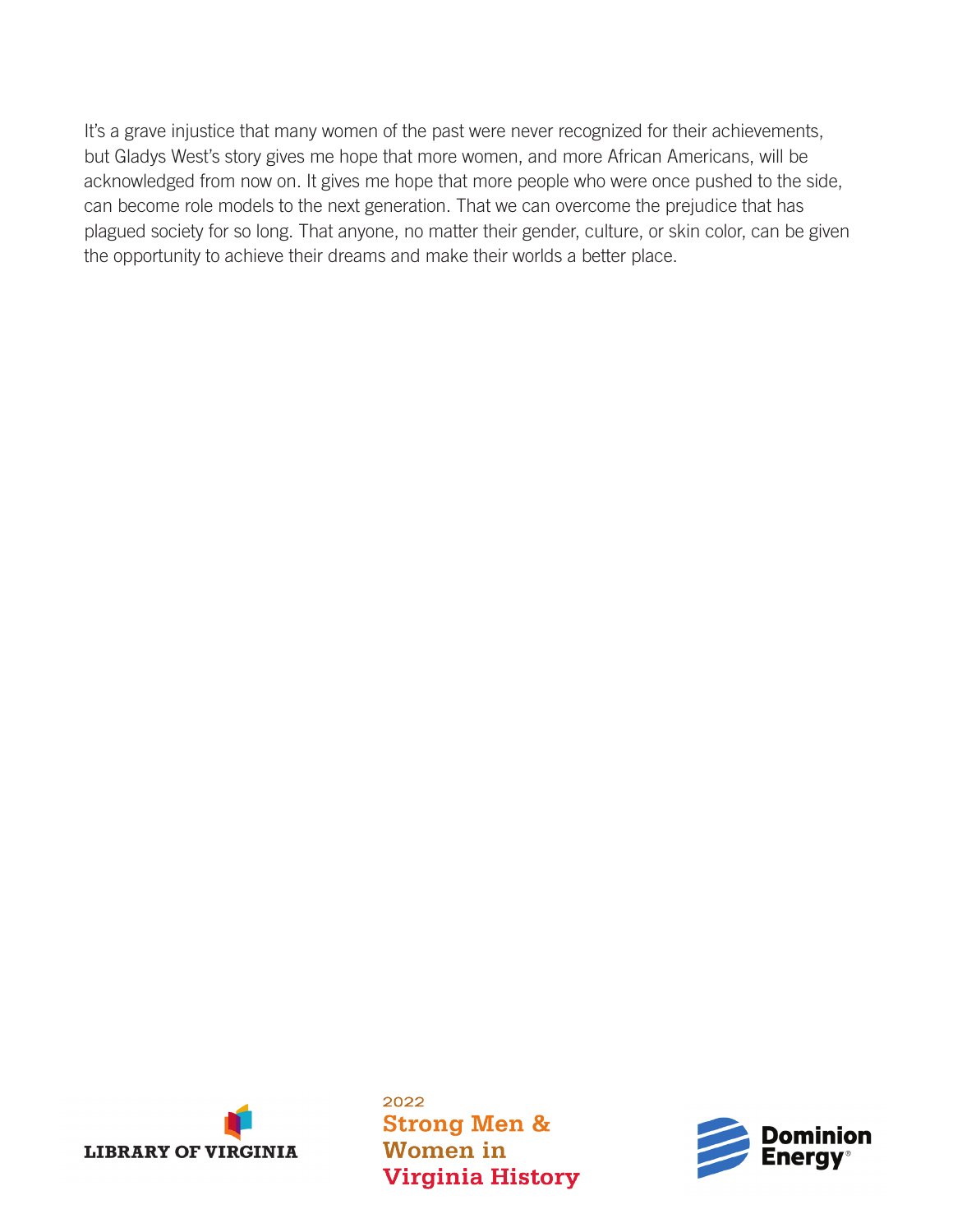It's a grave injustice that many women of the past were never recognized for their achievements, but Gladys West's story gives me hope that more women, and more African Americans, will be acknowledged from now on. It gives me hope that more people who were once pushed to the side, can become role models to the next generation. That we can overcome the prejudice that has plagued society for so long. That anyone, no matter their gender, culture, or skin color, can be given the opportunity to achieve their dreams and make their worlds a better place.